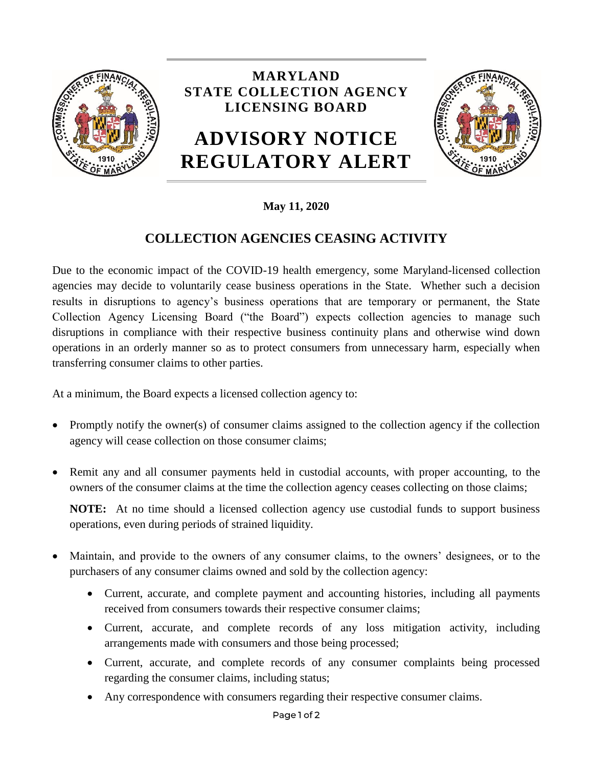**MARYLAND**
**STATE COLLECTION AGENCY**
**LICENSING BOARD**

# ADVISORY NOTICE
# REGULATORY ALERT

**May 11, 2020**

## COLLECTION AGENCIES CEASING ACTIVITY

Due to the economic impact of the COVID-19 health emergency, some Maryland-licensed collection agencies may decide to voluntarily cease business operations in the State. Whether such a decision results in disruptions to agency's business operations that are temporary or permanent, the State Collection Agency Licensing Board ("the Board") expects collection agencies to manage such disruptions in compliance with their respective business continuity plans and otherwise wind down operations in an orderly manner so as to protect consumers from unnecessary harm, especially when transferring consumer claims to other parties.

At a minimum, the Board expects a licensed collection agency to:

- Promptly notify the owner(s) of consumer claims assigned to the collection agency if the collection agency will cease collection on those consumer claims;
- Remit any and all consumer payments held in custodial accounts, with proper accounting, to the owners of the consumer claims at the time the collection agency ceases collecting on those claims;

  **NOTE:** At no time should a licensed collection agency use custodial funds to support business operations, even during periods of strained liquidity.

- Maintain, and provide to the owners of any consumer claims, to the owners' designees, or to the purchasers of any consumer claims owned and sold by the collection agency:
  - Current, accurate, and complete payment and accounting histories, including all payments received from consumers towards their respective consumer claims;
  - Current, accurate, and complete records of any loss mitigation activity, including arrangements made with consumers and those being processed;
  - Current, accurate, and complete records of any consumer complaints being processed regarding the consumer claims, including status;
  - Any correspondence with consumers regarding their respective consumer claims.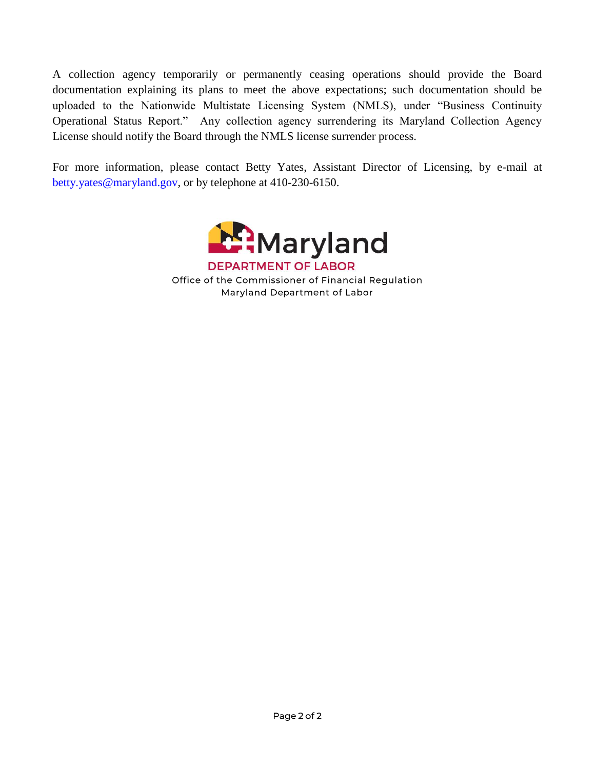A collection agency temporarily or permanently ceasing operations should provide the Board documentation explaining its plans to meet the above expectations; such documentation should be uploaded to the Nationwide Multistate Licensing System (NMLS), under "Business Continuity Operational Status Report." Any collection agency surrendering its Maryland Collection Agency License should notify the Board through the NMLS license surrender process.

For more information, please contact Betty Yates, Assistant Director of Licensing, by e-mail at betty.yates@maryland.gov, or by telephone at 410-230-6150.

Maryland
DEPARTMENT OF LABOR
Office of the Commissioner of Financial Regulation
Maryland Department of Labor